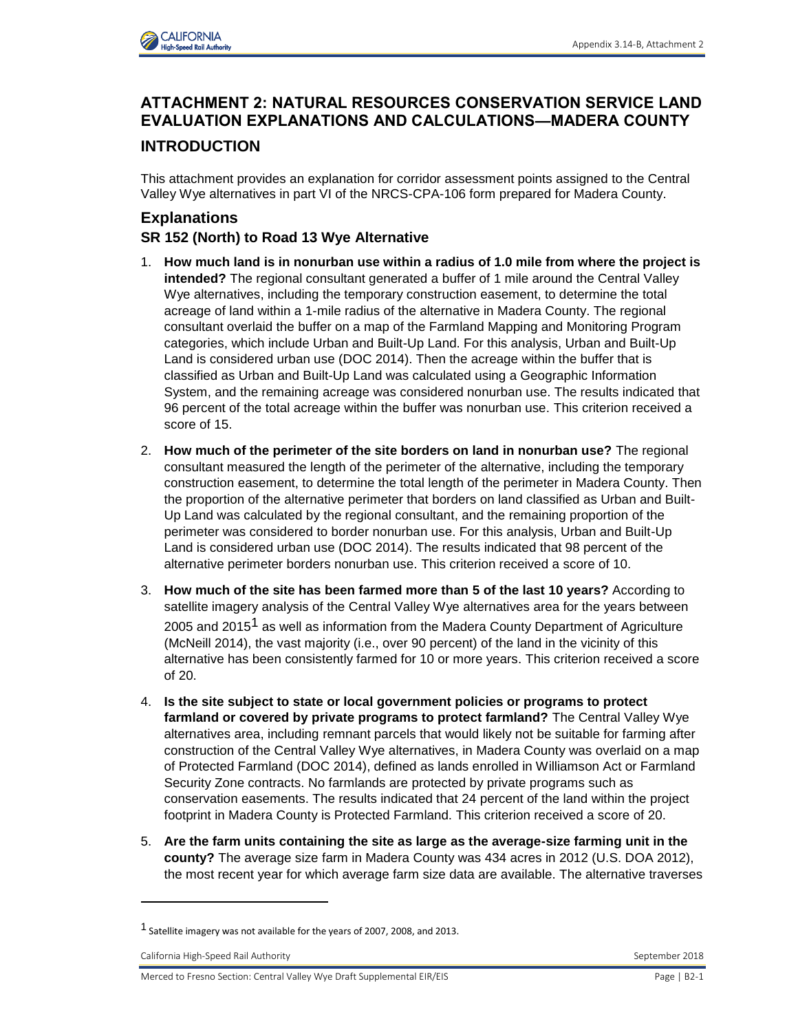# ATTACHMENT 2: NATURAL RESOURCES CONSERVATION SERVICE LAND EVALUATION EXPLANATIONS AND CALCULATIONS—MADERA COUNTY

## INTRODUCTION

This attachment provides an explanation for corridor assessment points assigned to the Central Valley Wye alternatives in part VI of the NRCS-CPA-106 form prepared for Madera County.

## Explanations

### SR 152 (North) to Road 13 Wye Alternative

1. **How much land is in nonurban use within a radius of 1.0 mile from where the project is intended?** The regional consultant generated a buffer of 1 mile around the Central Valley Wye alternatives, including the temporary construction easement, to determine the total acreage of land within a 1-mile radius of the alternative in Madera County. The regional consultant overlaid the buffer on a map of the Farmland Mapping and Monitoring Program categories, which include Urban and Built-Up Land. For this analysis, Urban and Built-Up Land is considered urban use (DOC 2014). Then the acreage within the buffer that is classified as Urban and Built-Up Land was calculated using a Geographic Information System, and the remaining acreage was considered nonurban use. The results indicated that 96 percent of the total acreage within the buffer was nonurban use. This criterion received a score of 15.

2. **How much of the perimeter of the site borders on land in nonurban use?** The regional consultant measured the length of the perimeter of the alternative, including the temporary construction easement, to determine the total length of the perimeter in Madera County. Then the proportion of the alternative perimeter that borders on land classified as Urban and Built-Up Land was calculated by the regional consultant, and the remaining proportion of the perimeter was considered to border nonurban use. For this analysis, Urban and Built-Up Land is considered urban use (DOC 2014). The results indicated that 98 percent of the alternative perimeter borders nonurban use. This criterion received a score of 10.

3. **How much of the site has been farmed more than 5 of the last 10 years?** According to satellite imagery analysis of the Central Valley Wye alternatives area for the years between 2005 and 2015[1] as well as information from the Madera County Department of Agriculture (McNeill 2014), the vast majority (i.e., over 90 percent) of the land in the vicinity of this alternative has been consistently farmed for 10 or more years. This criterion received a score of 20.

4. **Is the site subject to state or local government policies or programs to protect farmland or covered by private programs to protect farmland?** The Central Valley Wye alternatives area, including remnant parcels that would likely not be suitable for farming after construction of the Central Valley Wye alternatives, in Madera County was overlaid on a map of Protected Farmland (DOC 2014), defined as lands enrolled in Williamson Act or Farmland Security Zone contracts. No farmlands are protected by private programs such as conservation easements. The results indicated that 24 percent of the land within the project footprint in Madera County is Protected Farmland. This criterion received a score of 20.

5. **Are the farm units containing the site as large as the average-size farming unit in the county?** The average size farm in Madera County was 434 acres in 2012 (U.S. DOA 2012), the most recent year for which average farm size data are available. The alternative traverses

---

[1] Satellite imagery was not available for the years of 2007, 2008, and 2013.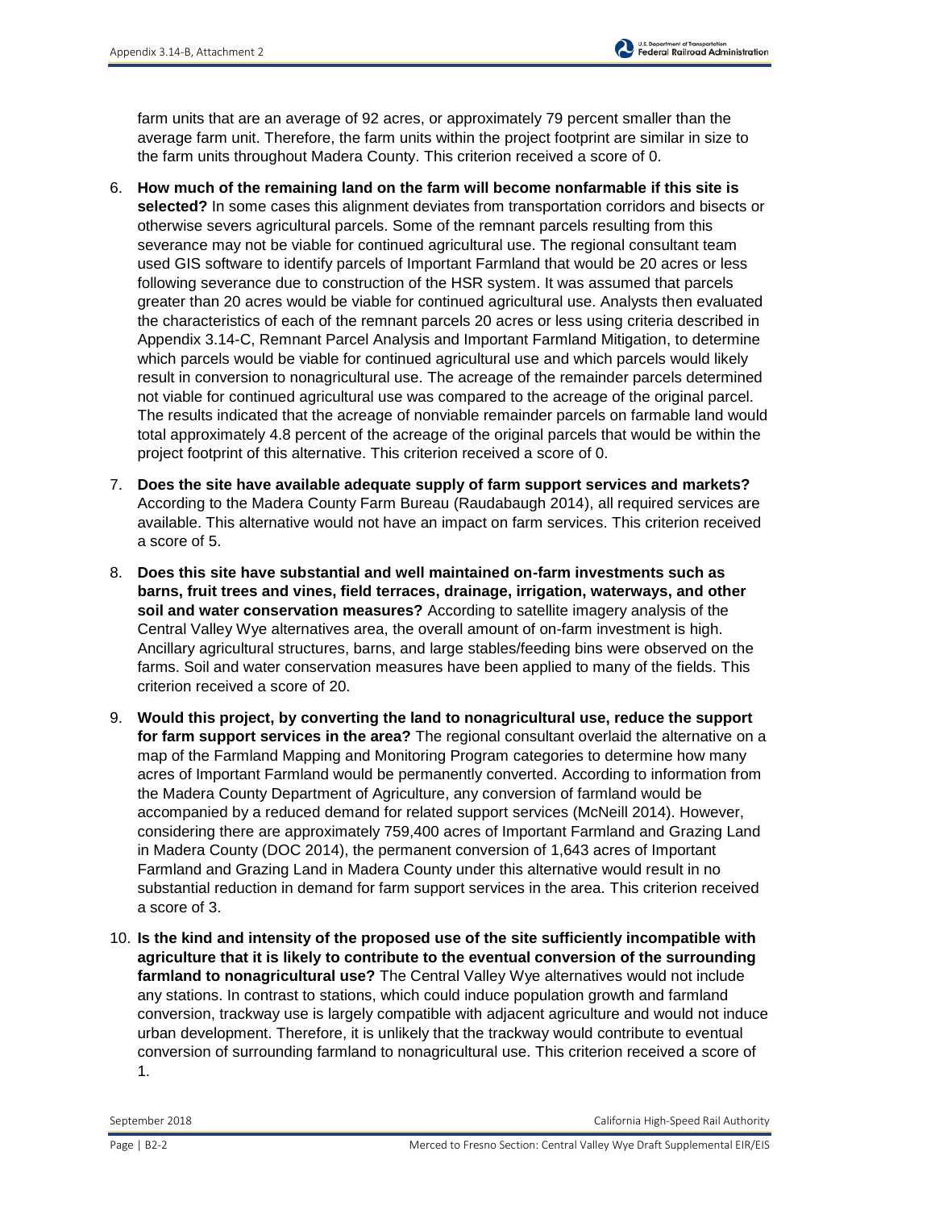farm units that are an average of 92 acres, or approximately 79 percent smaller than the average farm unit. Therefore, the farm units within the project footprint are similar in size to the farm units throughout Madera County. This criterion received a score of 0.

6. **How much of the remaining land on the farm will become nonfarmable if this site is selected?** In some cases this alignment deviates from transportation corridors and bisects or otherwise severs agricultural parcels. Some of the remnant parcels resulting from this severance may not be viable for continued agricultural use. The regional consultant team used GIS software to identify parcels of Important Farmland that would be 20 acres or less following severance due to construction of the HSR system. It was assumed that parcels greater than 20 acres would be viable for continued agricultural use. Analysts then evaluated the characteristics of each of the remnant parcels 20 acres or less using criteria described in Appendix 3.14-C, Remnant Parcel Analysis and Important Farmland Mitigation, to determine which parcels would be viable for continued agricultural use and which parcels would likely result in conversion to nonagricultural use. The acreage of the remainder parcels determined not viable for continued agricultural use was compared to the acreage of the original parcel. The results indicated that the acreage of nonviable remainder parcels on farmable land would total approximately 4.8 percent of the acreage of the original parcels that would be within the project footprint of this alternative. This criterion received a score of 0.

7. **Does the site have available adequate supply of farm support services and markets?** According to the Madera County Farm Bureau (Raudabaugh 2014), all required services are available. This alternative would not have an impact on farm services. This criterion received a score of 5.

8. **Does this site have substantial and well maintained on-farm investments such as barns, fruit trees and vines, field terraces, drainage, irrigation, waterways, and other soil and water conservation measures?** According to satellite imagery analysis of the Central Valley Wye alternatives area, the overall amount of on-farm investment is high. Ancillary agricultural structures, barns, and large stables/feeding bins were observed on the farms. Soil and water conservation measures have been applied to many of the fields. This criterion received a score of 20.

9. **Would this project, by converting the land to nonagricultural use, reduce the support for farm support services in the area?** The regional consultant overlaid the alternative on a map of the Farmland Mapping and Monitoring Program categories to determine how many acres of Important Farmland would be permanently converted. According to information from the Madera County Department of Agriculture, any conversion of farmland would be accompanied by a reduced demand for related support services (McNeill 2014). However, considering there are approximately 759,400 acres of Important Farmland and Grazing Land in Madera County (DOC 2014), the permanent conversion of 1,643 acres of Important Farmland and Grazing Land in Madera County under this alternative would result in no substantial reduction in demand for farm support services in the area. This criterion received a score of 3.

10. **Is the kind and intensity of the proposed use of the site sufficiently incompatible with agriculture that it is likely to contribute to the eventual conversion of the surrounding farmland to nonagricultural use?** The Central Valley Wye alternatives would not include any stations. In contrast to stations, which could induce population growth and farmland conversion, trackway use is largely compatible with adjacent agriculture and would not induce urban development. Therefore, it is unlikely that the trackway would contribute to eventual conversion of surrounding farmland to nonagricultural use. This criterion received a score of 1.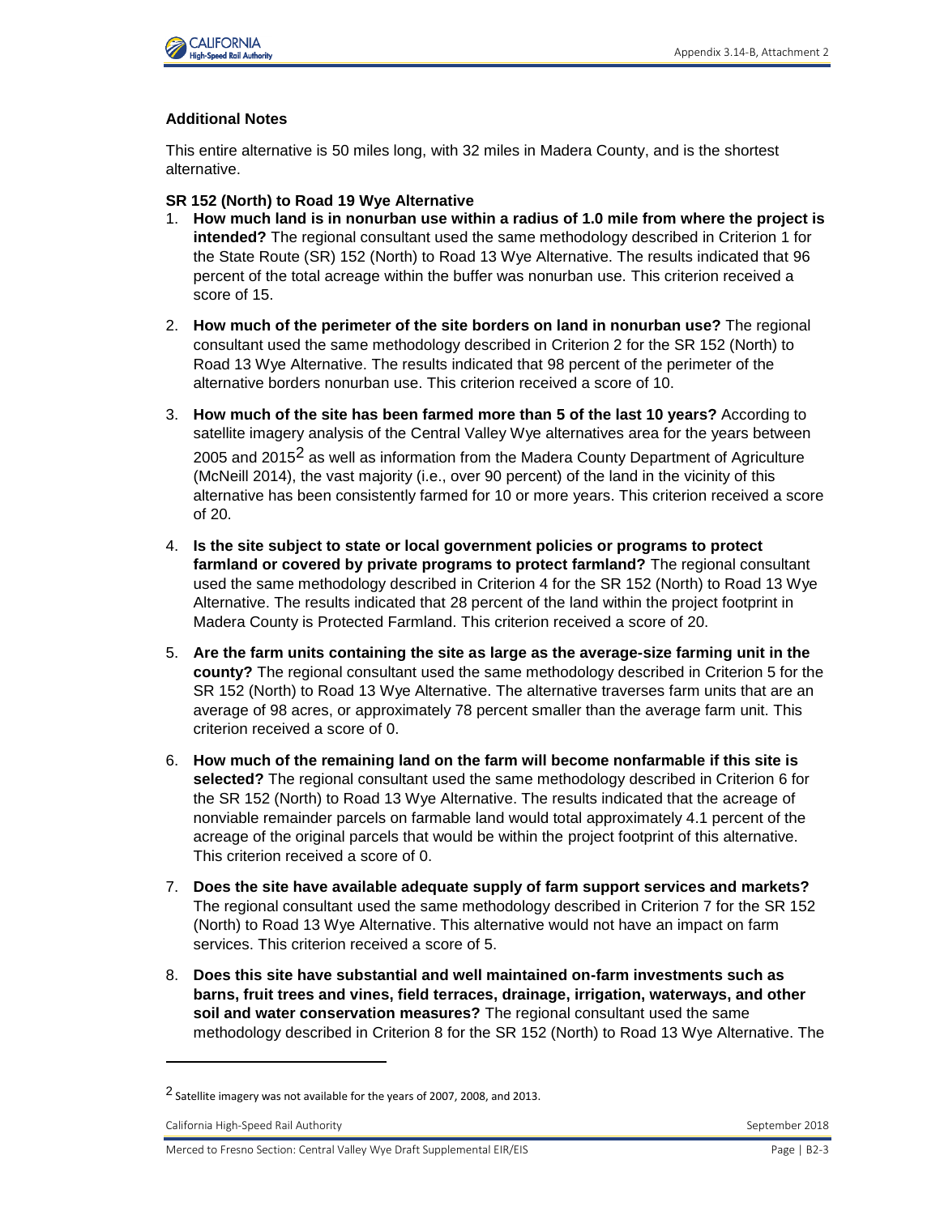### Additional Notes

This entire alternative is 50 miles long, with 32 miles in Madera County, and is the shortest alternative.

**SR 152 (North) to Road 19 Wye Alternative**

1. **How much land is in nonurban use within a radius of 1.0 mile from where the project is intended?** The regional consultant used the same methodology described in Criterion 1 for the State Route (SR) 152 (North) to Road 13 Wye Alternative. The results indicated that 96 percent of the total acreage within the buffer was nonurban use. This criterion received a score of 15.

2. **How much of the perimeter of the site borders on land in nonurban use?** The regional consultant used the same methodology described in Criterion 2 for the SR 152 (North) to Road 13 Wye Alternative. The results indicated that 98 percent of the perimeter of the alternative borders nonurban use. This criterion received a score of 10.

3. **How much of the site has been farmed more than 5 of the last 10 years?** According to satellite imagery analysis of the Central Valley Wye alternatives area for the years between 2005 and 2015[2] as well as information from the Madera County Department of Agriculture (McNeill 2014), the vast majority (i.e., over 90 percent) of the land in the vicinity of this alternative has been consistently farmed for 10 or more years. This criterion received a score of 20.

4. **Is the site subject to state or local government policies or programs to protect farmland or covered by private programs to protect farmland?** The regional consultant used the same methodology described in Criterion 4 for the SR 152 (North) to Road 13 Wye Alternative. The results indicated that 28 percent of the land within the project footprint in Madera County is Protected Farmland. This criterion received a score of 20.

5. **Are the farm units containing the site as large as the average-size farming unit in the county?** The regional consultant used the same methodology described in Criterion 5 for the SR 152 (North) to Road 13 Wye Alternative. The alternative traverses farm units that are an average of 98 acres, or approximately 78 percent smaller than the average farm unit. This criterion received a score of 0.

6. **How much of the remaining land on the farm will become nonfarmable if this site is selected?** The regional consultant used the same methodology described in Criterion 6 for the SR 152 (North) to Road 13 Wye Alternative. The results indicated that the acreage of nonviable remainder parcels on farmable land would total approximately 4.1 percent of the acreage of the original parcels that would be within the project footprint of this alternative. This criterion received a score of 0.

7. **Does the site have available adequate supply of farm support services and markets?** The regional consultant used the same methodology described in Criterion 7 for the SR 152 (North) to Road 13 Wye Alternative. This alternative would not have an impact on farm services. This criterion received a score of 5.

8. **Does this site have substantial and well maintained on-farm investments such as barns, fruit trees and vines, field terraces, drainage, irrigation, waterways, and other soil and water conservation measures?** The regional consultant used the same methodology described in Criterion 8 for the SR 152 (North) to Road 13 Wye Alternative. The

---

[2] Satellite imagery was not available for the years of 2007, 2008, and 2013.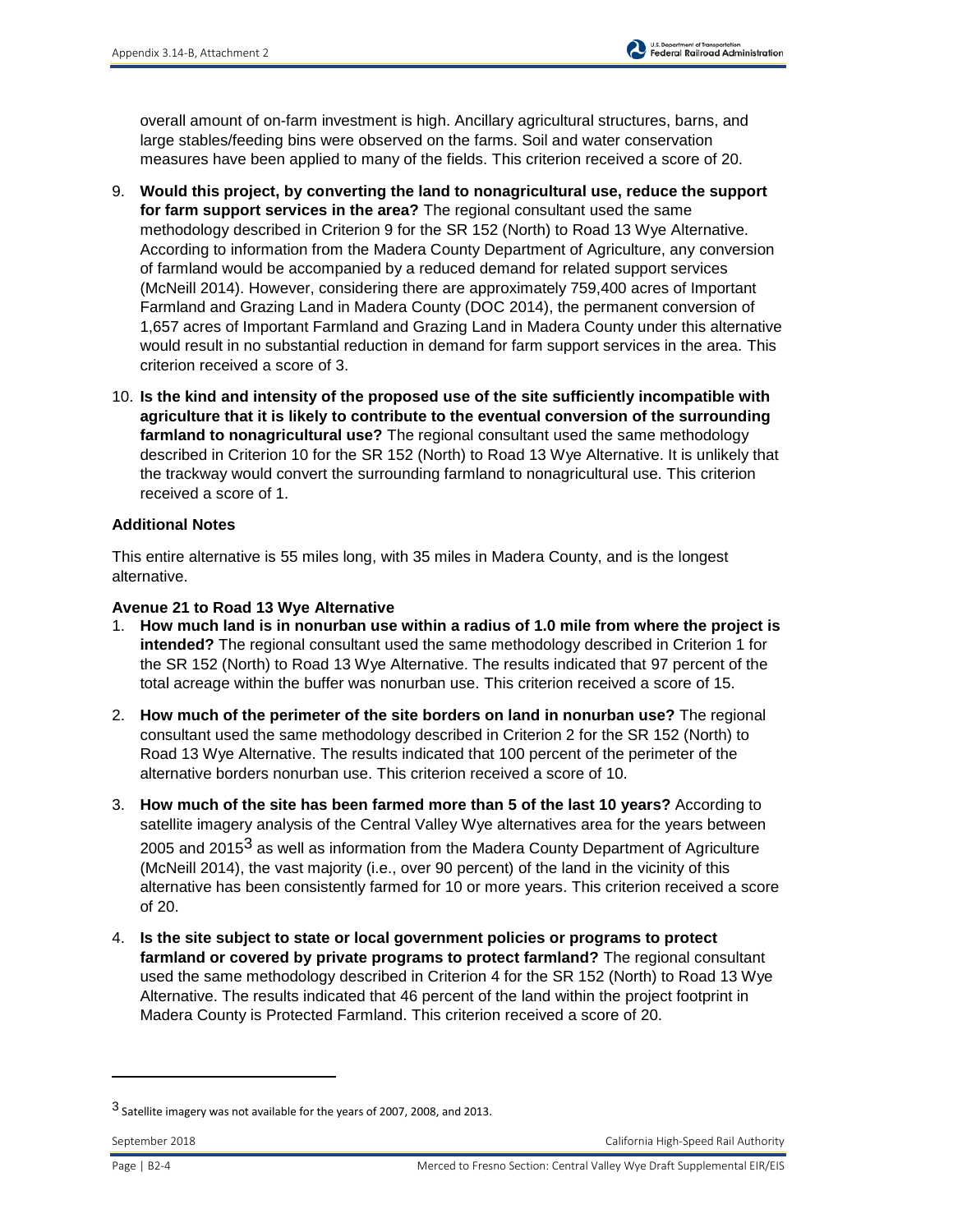overall amount of on-farm investment is high. Ancillary agricultural structures, barns, and large stables/feeding bins were observed on the farms. Soil and water conservation measures have been applied to many of the fields. This criterion received a score of 20.

9. **Would this project, by converting the land to nonagricultural use, reduce the support for farm support services in the area?** The regional consultant used the same methodology described in Criterion 9 for the SR 152 (North) to Road 13 Wye Alternative. According to information from the Madera County Department of Agriculture, any conversion of farmland would be accompanied by a reduced demand for related support services (McNeill 2014). However, considering there are approximately 759,400 acres of Important Farmland and Grazing Land in Madera County (DOC 2014), the permanent conversion of 1,657 acres of Important Farmland and Grazing Land in Madera County under this alternative would result in no substantial reduction in demand for farm support services in the area. This criterion received a score of 3.

10. **Is the kind and intensity of the proposed use of the site sufficiently incompatible with agriculture that it is likely to contribute to the eventual conversion of the surrounding farmland to nonagricultural use?** The regional consultant used the same methodology described in Criterion 10 for the SR 152 (North) to Road 13 Wye Alternative. It is unlikely that the trackway would convert the surrounding farmland to nonagricultural use. This criterion received a score of 1.

**Additional Notes**

This entire alternative is 55 miles long, with 35 miles in Madera County, and is the longest alternative.

**Avenue 21 to Road 13 Wye Alternative**

1. **How much land is in nonurban use within a radius of 1.0 mile from where the project is intended?** The regional consultant used the same methodology described in Criterion 1 for the SR 152 (North) to Road 13 Wye Alternative. The results indicated that 97 percent of the total acreage within the buffer was nonurban use. This criterion received a score of 15.

2. **How much of the perimeter of the site borders on land in nonurban use?** The regional consultant used the same methodology described in Criterion 2 for the SR 152 (North) to Road 13 Wye Alternative. The results indicated that 100 percent of the perimeter of the alternative borders nonurban use. This criterion received a score of 10.

3. **How much of the site has been farmed more than 5 of the last 10 years?** According to satellite imagery analysis of the Central Valley Wye alternatives area for the years between 2005 and 2015[3] as well as information from the Madera County Department of Agriculture (McNeill 2014), the vast majority (i.e., over 90 percent) of the land in the vicinity of this alternative has been consistently farmed for 10 or more years. This criterion received a score of 20.

4. **Is the site subject to state or local government policies or programs to protect farmland or covered by private programs to protect farmland?** The regional consultant used the same methodology described in Criterion 4 for the SR 152 (North) to Road 13 Wye Alternative. The results indicated that 46 percent of the land within the project footprint in Madera County is Protected Farmland. This criterion received a score of 20.

---

[3] Satellite imagery was not available for the years of 2007, 2008, and 2013.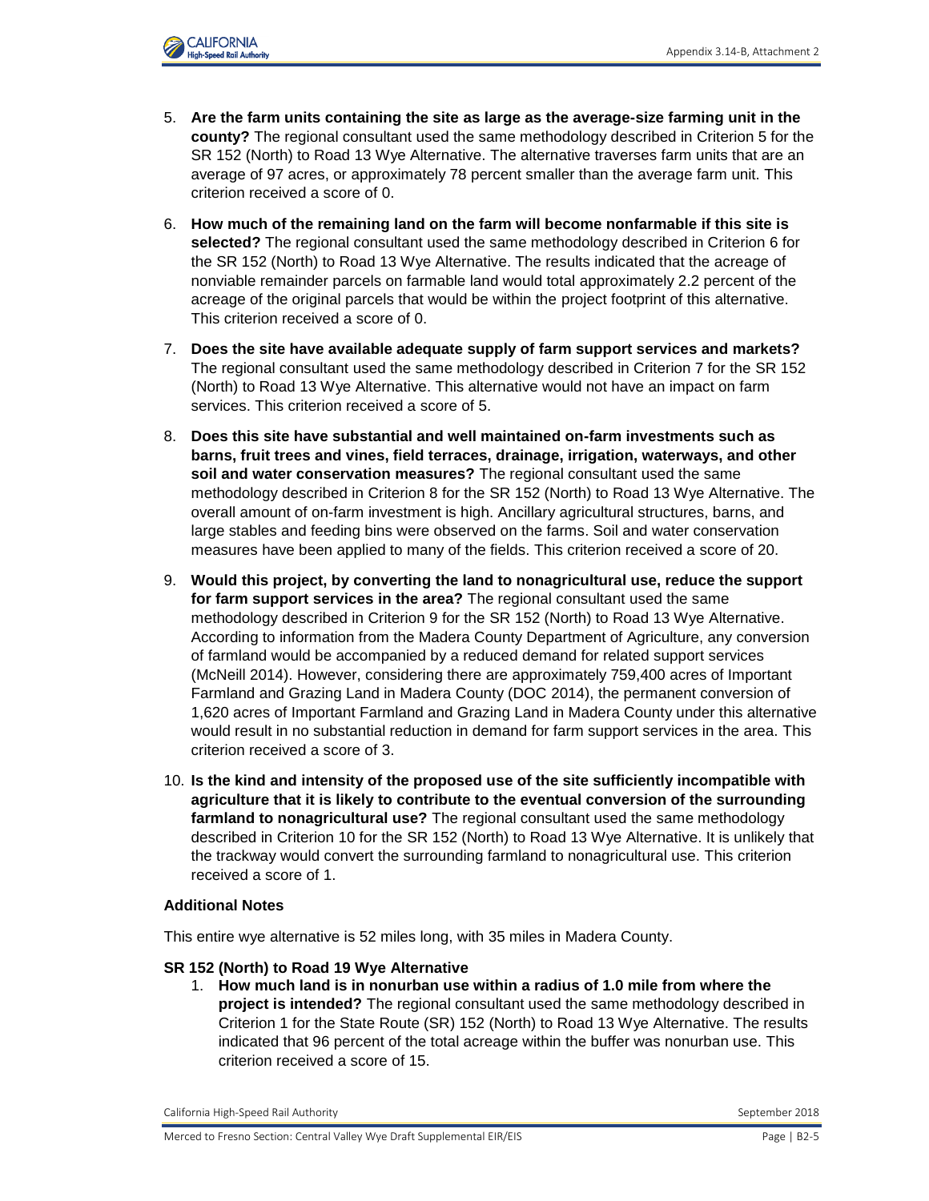5. **Are the farm units containing the site as large as the average-size farming unit in the county?** The regional consultant used the same methodology described in Criterion 5 for the SR 152 (North) to Road 13 Wye Alternative. The alternative traverses farm units that are an average of 97 acres, or approximately 78 percent smaller than the average farm unit. This criterion received a score of 0.
6. **How much of the remaining land on the farm will become nonfarmable if this site is selected?** The regional consultant used the same methodology described in Criterion 6 for the SR 152 (North) to Road 13 Wye Alternative. The results indicated that the acreage of nonviable remainder parcels on farmable land would total approximately 2.2 percent of the acreage of the original parcels that would be within the project footprint of this alternative. This criterion received a score of 0.
7. **Does the site have available adequate supply of farm support services and markets?** The regional consultant used the same methodology described in Criterion 7 for the SR 152 (North) to Road 13 Wye Alternative. This alternative would not have an impact on farm services. This criterion received a score of 5.
8. **Does this site have substantial and well maintained on-farm investments such as barns, fruit trees and vines, field terraces, drainage, irrigation, waterways, and other soil and water conservation measures?** The regional consultant used the same methodology described in Criterion 8 for the SR 152 (North) to Road 13 Wye Alternative. The overall amount of on-farm investment is high. Ancillary agricultural structures, barns, and large stables and feeding bins were observed on the farms. Soil and water conservation measures have been applied to many of the fields. This criterion received a score of 20.
9. **Would this project, by converting the land to nonagricultural use, reduce the support for farm support services in the area?** The regional consultant used the same methodology described in Criterion 9 for the SR 152 (North) to Road 13 Wye Alternative. According to information from the Madera County Department of Agriculture, any conversion of farmland would be accompanied by a reduced demand for related support services (McNeill 2014). However, considering there are approximately 759,400 acres of Important Farmland and Grazing Land in Madera County (DOC 2014), the permanent conversion of 1,620 acres of Important Farmland and Grazing Land in Madera County under this alternative would result in no substantial reduction in demand for farm support services in the area. This criterion received a score of 3.
10. **Is the kind and intensity of the proposed use of the site sufficiently incompatible with agriculture that it is likely to contribute to the eventual conversion of the surrounding farmland to nonagricultural use?** The regional consultant used the same methodology described in Criterion 10 for the SR 152 (North) to Road 13 Wye Alternative. It is unlikely that the trackway would convert the surrounding farmland to nonagricultural use. This criterion received a score of 1.

#### Additional Notes

This entire wye alternative is 52 miles long, with 35 miles in Madera County.

#### SR 152 (North) to Road 19 Wye Alternative

1. **How much land is in nonurban use within a radius of 1.0 mile from where the project is intended?** The regional consultant used the same methodology described in Criterion 1 for the State Route (SR) 152 (North) to Road 13 Wye Alternative. The results indicated that 96 percent of the total acreage within the buffer was nonurban use. This criterion received a score of 15.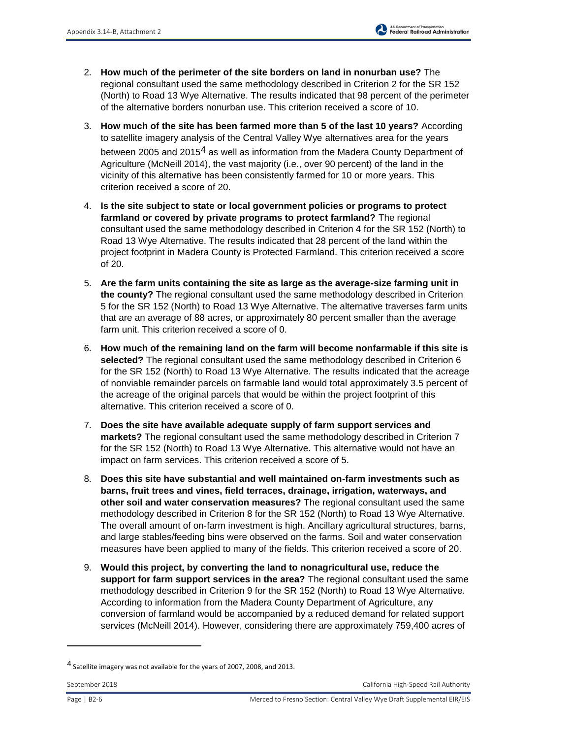2. **How much of the perimeter of the site borders on land in nonurban use?** The regional consultant used the same methodology described in Criterion 2 for the SR 152 (North) to Road 13 Wye Alternative. The results indicated that 98 percent of the perimeter of the alternative borders nonurban use. This criterion received a score of 10.

3. **How much of the site has been farmed more than 5 of the last 10 years?** According to satellite imagery analysis of the Central Valley Wye alternatives area for the years between 2005 and 2015[4] as well as information from the Madera County Department of Agriculture (McNeill 2014), the vast majority (i.e., over 90 percent) of the land in the vicinity of this alternative has been consistently farmed for 10 or more years. This criterion received a score of 20.

4. **Is the site subject to state or local government policies or programs to protect farmland or covered by private programs to protect farmland?** The regional consultant used the same methodology described in Criterion 4 for the SR 152 (North) to Road 13 Wye Alternative. The results indicated that 28 percent of the land within the project footprint in Madera County is Protected Farmland. This criterion received a score of 20.

5. **Are the farm units containing the site as large as the average-size farming unit in the county?** The regional consultant used the same methodology described in Criterion 5 for the SR 152 (North) to Road 13 Wye Alternative. The alternative traverses farm units that are an average of 88 acres, or approximately 80 percent smaller than the average farm unit. This criterion received a score of 0.

6. **How much of the remaining land on the farm will become nonfarmable if this site is selected?** The regional consultant used the same methodology described in Criterion 6 for the SR 152 (North) to Road 13 Wye Alternative. The results indicated that the acreage of nonviable remainder parcels on farmable land would total approximately 3.5 percent of the acreage of the original parcels that would be within the project footprint of this alternative. This criterion received a score of 0.

7. **Does the site have available adequate supply of farm support services and markets?** The regional consultant used the same methodology described in Criterion 7 for the SR 152 (North) to Road 13 Wye Alternative. This alternative would not have an impact on farm services. This criterion received a score of 5.

8. **Does this site have substantial and well maintained on-farm investments such as barns, fruit trees and vines, field terraces, drainage, irrigation, waterways, and other soil and water conservation measures?** The regional consultant used the same methodology described in Criterion 8 for the SR 152 (North) to Road 13 Wye Alternative. The overall amount of on-farm investment is high. Ancillary agricultural structures, barns, and large stables/feeding bins were observed on the farms. Soil and water conservation measures have been applied to many of the fields. This criterion received a score of 20.

9. **Would this project, by converting the land to nonagricultural use, reduce the support for farm support services in the area?** The regional consultant used the same methodology described in Criterion 9 for the SR 152 (North) to Road 13 Wye Alternative. According to information from the Madera County Department of Agriculture, any conversion of farmland would be accompanied by a reduced demand for related support services (McNeill 2014). However, considering there are approximately 759,400 acres of

---

[4] Satellite imagery was not available for the years of 2007, 2008, and 2013.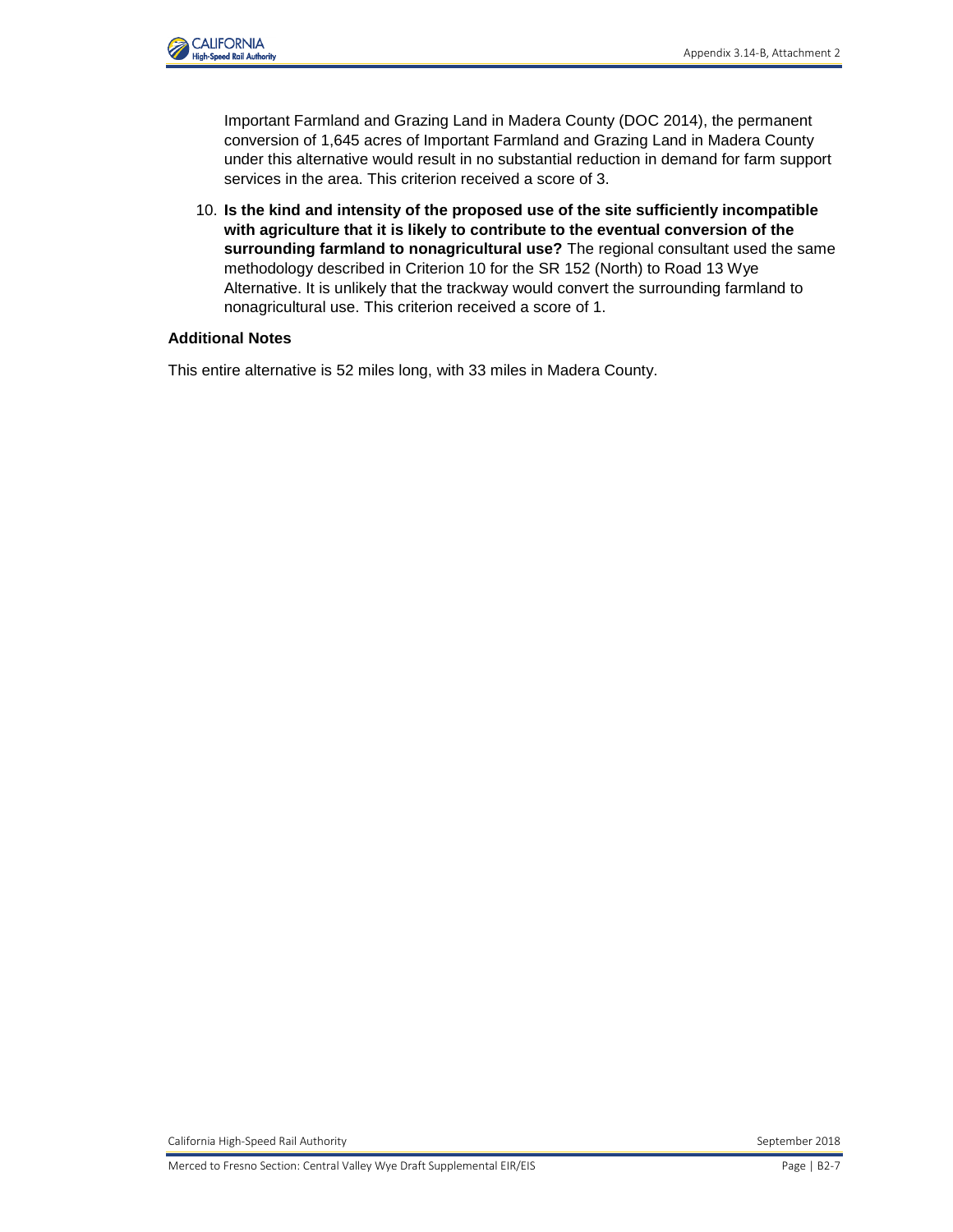Important Farmland and Grazing Land in Madera County (DOC 2014), the permanent conversion of 1,645 acres of Important Farmland and Grazing Land in Madera County under this alternative would result in no substantial reduction in demand for farm support services in the area. This criterion received a score of 3.

10. **Is the kind and intensity of the proposed use of the site sufficiently incompatible with agriculture that it is likely to contribute to the eventual conversion of the surrounding farmland to nonagricultural use?** The regional consultant used the same methodology described in Criterion 10 for the SR 152 (North) to Road 13 Wye Alternative. It is unlikely that the trackway would convert the surrounding farmland to nonagricultural use. This criterion received a score of 1.

**Additional Notes**

This entire alternative is 52 miles long, with 33 miles in Madera County.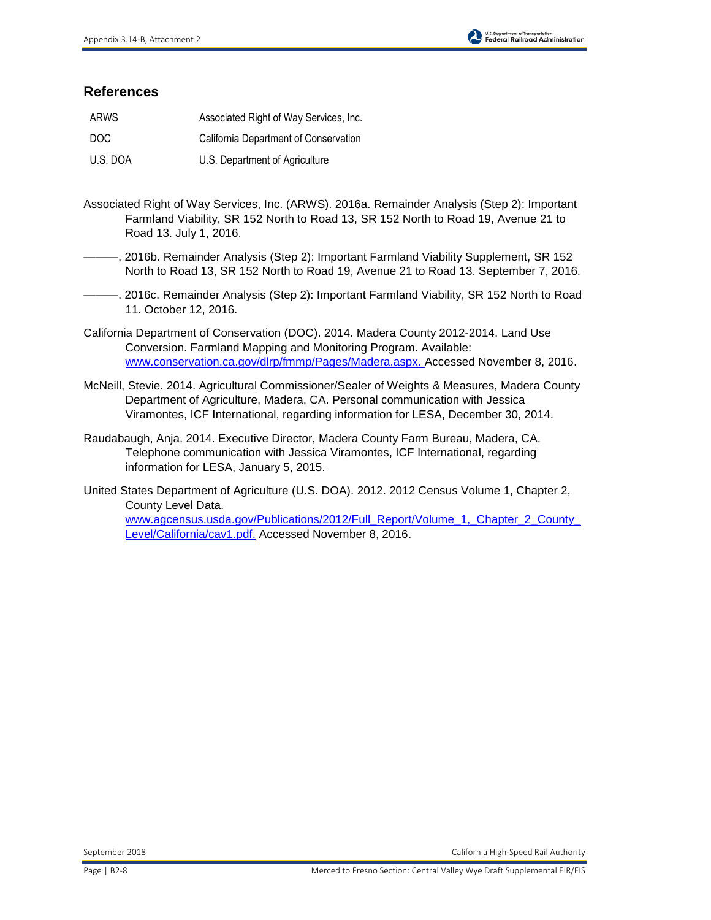## References

| | |
|---|---|
| ARWS | Associated Right of Way Services, Inc. |
| DOC | California Department of Conservation |
| U.S. DOA | U.S. Department of Agriculture |

Associated Right of Way Services, Inc. (ARWS). 2016a. Remainder Analysis (Step 2): Important Farmland Viability, SR 152 North to Road 13, SR 152 North to Road 19, Avenue 21 to Road 13. July 1, 2016.

———. 2016b. Remainder Analysis (Step 2): Important Farmland Viability Supplement, SR 152 North to Road 13, SR 152 North to Road 19, Avenue 21 to Road 13. September 7, 2016.

———. 2016c. Remainder Analysis (Step 2): Important Farmland Viability, SR 152 North to Road 11. October 12, 2016.

California Department of Conservation (DOC). 2014. Madera County 2012-2014. Land Use Conversion. Farmland Mapping and Monitoring Program. Available: www.conservation.ca.gov/dlrp/fmmp/Pages/Madera.aspx. Accessed November 8, 2016.

McNeill, Stevie. 2014. Agricultural Commissioner/Sealer of Weights & Measures, Madera County Department of Agriculture, Madera, CA. Personal communication with Jessica Viramontes, ICF International, regarding information for LESA, December 30, 2014.

Raudabaugh, Anja. 2014. Executive Director, Madera County Farm Bureau, Madera, CA. Telephone communication with Jessica Viramontes, ICF International, regarding information for LESA, January 5, 2015.

United States Department of Agriculture (U.S. DOA). 2012. 2012 Census Volume 1, Chapter 2, County Level Data. www.agcensus.usda.gov/Publications/2012/Full_Report/Volume_1,_Chapter_2_County_Level/California/cav1.pdf. Accessed November 8, 2016.